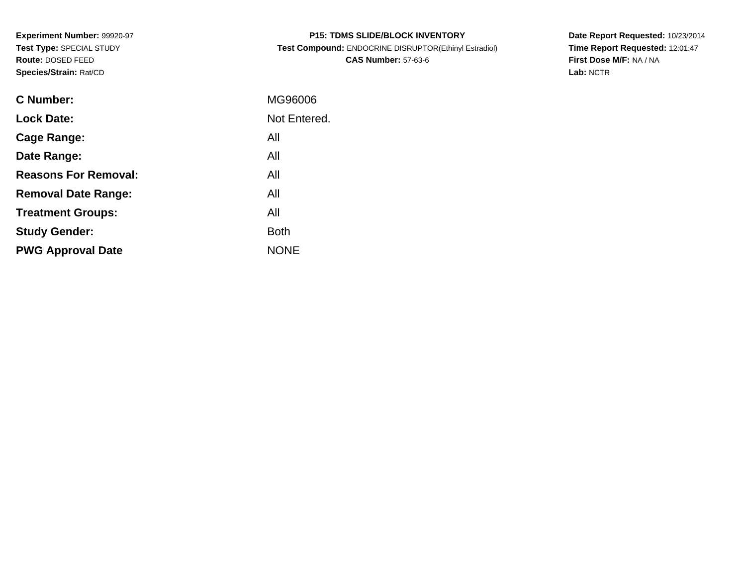**Experiment Number:** 99920-97
**Test Type:** SPECIAL STUDY
**Route:** DOSED FEED
**Species/Strain:** Rat/CD

**P15: TDMS SLIDE/BLOCK INVENTORY**
**Test Compound:** ENDOCRINE DISRUPTOR(Ethinyl Estradiol)
**CAS Number:** 57-63-6

**Date Report Requested:** 10/23/2014
**Time Report Requested:** 12:01:47
**First Dose M/F:** NA / NA
**Lab:** NCTR

| | |
|---|---|
| **C Number:** | MG96006 |
| **Lock Date:** | Not Entered. |
| **Cage Range:** | All |
| **Date Range:** | All |
| **Reasons For Removal:** | All |
| **Removal Date Range:** | All |
| **Treatment Groups:** | All |
| **Study Gender:** | Both |
| **PWG Approval Date** | NONE |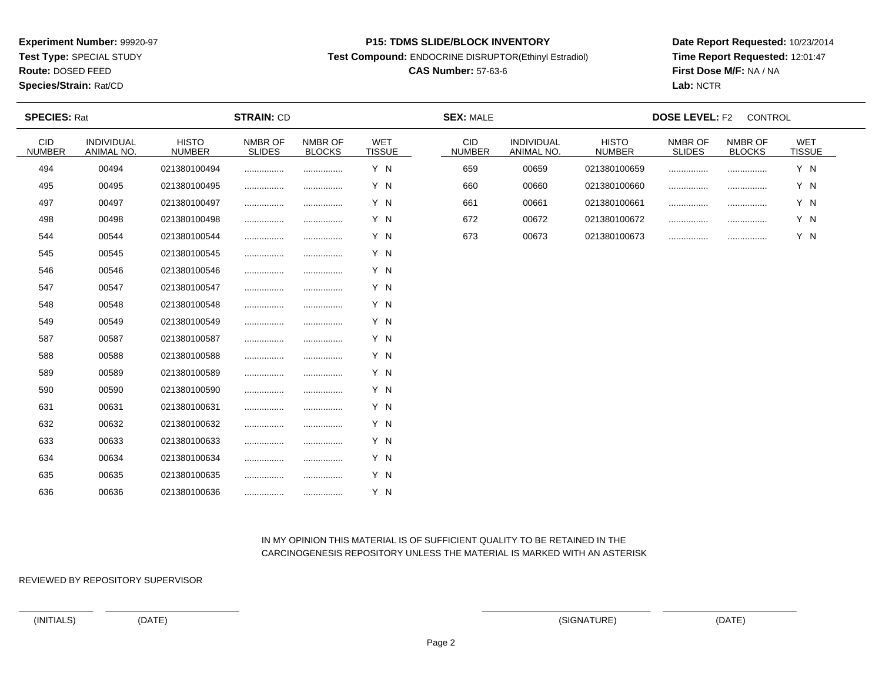**Experiment Number:** 99920-97
**Test Type:** SPECIAL STUDY
**Route:** DOSED FEED
**Species/Strain:** Rat/CD

**P15: TDMS SLIDE/BLOCK INVENTORY**
**Test Compound:** ENDOCRINE DISRUPTOR(Ethinyl Estradiol)
**CAS Number:** 57-63-6

**Date Report Requested:** 10/23/2014
**Time Report Requested:** 12:01:47
**First Dose M/F:** NA / NA
**Lab:** NCTR

**SPECIES:** Rat **STRAIN:** CD **SEX:** MALE **DOSE LEVEL:** F2 CONTROL

| CID NUMBER | INDIVIDUAL ANIMAL NO. | HISTO NUMBER | NMBR OF SLIDES | NMBR OF BLOCKS | WET TISSUE |
|---|---|---|---|---|---|
| 494 | 00494 | 021380100494 | ................ | ................ | Y N |
| 495 | 00495 | 021380100495 | ................ | ................ | Y N |
| 497 | 00497 | 021380100497 | ................ | ................ | Y N |
| 498 | 00498 | 021380100498 | ................ | ................ | Y N |
| 544 | 00544 | 021380100544 | ................ | ................ | Y N |
| 545 | 00545 | 021380100545 | ................ | ................ | Y N |
| 546 | 00546 | 021380100546 | ................ | ................ | Y N |
| 547 | 00547 | 021380100547 | ................ | ................ | Y N |
| 548 | 00548 | 021380100548 | ................ | ................ | Y N |
| 549 | 00549 | 021380100549 | ................ | ................ | Y N |
| 587 | 00587 | 021380100587 | ................ | ................ | Y N |
| 588 | 00588 | 021380100588 | ................ | ................ | Y N |
| 589 | 00589 | 021380100589 | ................ | ................ | Y N |
| 590 | 00590 | 021380100590 | ................ | ................ | Y N |
| 631 | 00631 | 021380100631 | ................ | ................ | Y N |
| 632 | 00632 | 021380100632 | ................ | ................ | Y N |
| 633 | 00633 | 021380100633 | ................ | ................ | Y N |
| 634 | 00634 | 021380100634 | ................ | ................ | Y N |
| 635 | 00635 | 021380100635 | ................ | ................ | Y N |
| 636 | 00636 | 021380100636 | ................ | ................ | Y N |
| 659 | 00659 | 021380100659 | ................ | ................ | Y N |
| 660 | 00660 | 021380100660 | ................ | ................ | Y N |
| 661 | 00661 | 021380100661 | ................ | ................ | Y N |
| 672 | 00672 | 021380100672 | ................ | ................ | Y N |
| 673 | 00673 | 021380100673 | ................ | ................ | Y N |

IN MY OPINION THIS MATERIAL IS OF SUFFICIENT QUALITY TO BE RETAINED IN THE CARCINOGENESIS REPOSITORY UNLESS THE MATERIAL IS MARKED WITH AN ASTERISK

REVIEWED BY REPOSITORY SUPERVISOR

(INITIALS) (DATE) (SIGNATURE) (DATE)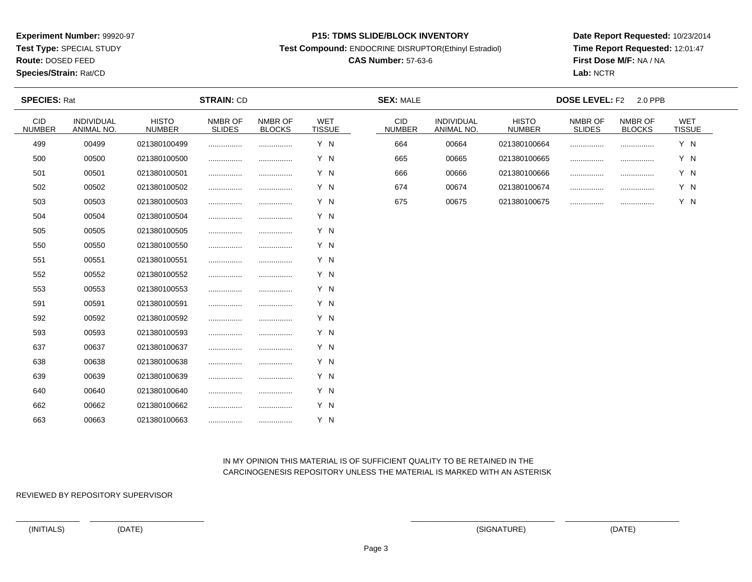**Experiment Number:** 99920-97
**Test Type:** SPECIAL STUDY
**Route:** DOSED FEED
**Species/Strain:** Rat/CD

**P15: TDMS SLIDE/BLOCK INVENTORY**
**Test Compound:** ENDOCRINE DISRUPTOR(Ethinyl Estradiol)
**CAS Number:** 57-63-6

**Date Report Requested:** 10/23/2014
**Time Report Requested:** 12:01:47
**First Dose M/F:** NA / NA
**Lab:** NCTR

**SPECIES:** Rat **STRAIN:** CD **SEX:** MALE **DOSE LEVEL:** F2 2.0 PPB

| CID NUMBER | INDIVIDUAL ANIMAL NO. | HISTO NUMBER | NMBR OF SLIDES | NMBR OF BLOCKS | WET TISSUE |
|---|---|---|---|---|---|
| 499 | 00499 | 021380100499 | ................ | ................ | Y N |
| 500 | 00500 | 021380100500 | ................ | ................ | Y N |
| 501 | 00501 | 021380100501 | ................ | ................ | Y N |
| 502 | 00502 | 021380100502 | ................ | ................ | Y N |
| 503 | 00503 | 021380100503 | ................ | ................ | Y N |
| 504 | 00504 | 021380100504 | ................ | ................ | Y N |
| 505 | 00505 | 021380100505 | ................ | ................ | Y N |
| 550 | 00550 | 021380100550 | ................ | ................ | Y N |
| 551 | 00551 | 021380100551 | ................ | ................ | Y N |
| 552 | 00552 | 021380100552 | ................ | ................ | Y N |
| 553 | 00553 | 021380100553 | ................ | ................ | Y N |
| 591 | 00591 | 021380100591 | ................ | ................ | Y N |
| 592 | 00592 | 021380100592 | ................ | ................ | Y N |
| 593 | 00593 | 021380100593 | ................ | ................ | Y N |
| 637 | 00637 | 021380100637 | ................ | ................ | Y N |
| 638 | 00638 | 021380100638 | ................ | ................ | Y N |
| 639 | 00639 | 021380100639 | ................ | ................ | Y N |
| 640 | 00640 | 021380100640 | ................ | ................ | Y N |
| 662 | 00662 | 021380100662 | ................ | ................ | Y N |
| 663 | 00663 | 021380100663 | ................ | ................ | Y N |
| 664 | 00664 | 021380100664 | ................ | ................ | Y N |
| 665 | 00665 | 021380100665 | ................ | ................ | Y N |
| 666 | 00666 | 021380100666 | ................ | ................ | Y N |
| 674 | 00674 | 021380100674 | ................ | ................ | Y N |
| 675 | 00675 | 021380100675 | ................ | ................ | Y N |

IN MY OPINION THIS MATERIAL IS OF SUFFICIENT QUALITY TO BE RETAINED IN THE CARCINOGENESIS REPOSITORY UNLESS THE MATERIAL IS MARKED WITH AN ASTERISK

REVIEWED BY REPOSITORY SUPERVISOR

(INITIALS) (DATE) (SIGNATURE) (DATE)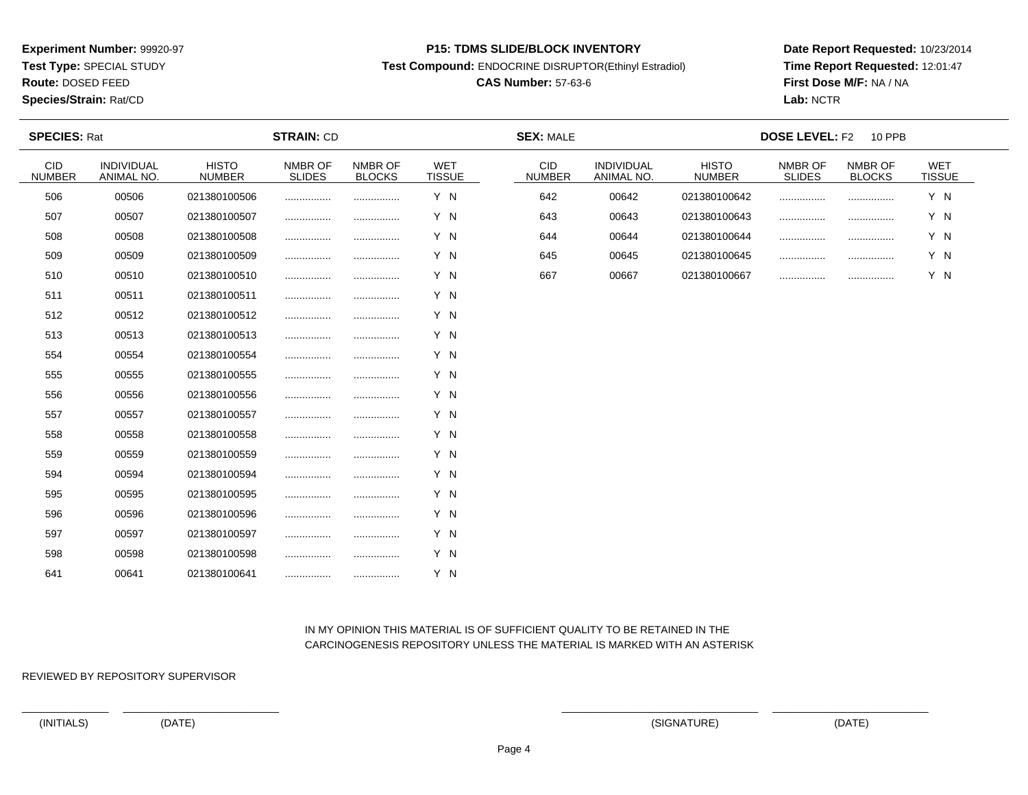**Experiment Number:** 99920-97
**Test Type:** SPECIAL STUDY
**Route:** DOSED FEED
**Species/Strain:** Rat/CD

**P15: TDMS SLIDE/BLOCK INVENTORY**
**Test Compound:** ENDOCRINE DISRUPTOR(Ethinyl Estradiol)
**CAS Number:** 57-63-6

**Date Report Requested:** 10/23/2014
**Time Report Requested:** 12:01:47
**First Dose M/F:** NA / NA
**Lab:** NCTR

**SPECIES:** Rat **STRAIN:** CD **SEX:** MALE **DOSE LEVEL:** F2 10 PPB

| CID NUMBER | INDIVIDUAL ANIMAL NO. | HISTO NUMBER | NMBR OF SLIDES | NMBR OF BLOCKS | WET TISSUE |
|---|---|---|---|---|---|
| 506 | 00506 | 021380100506 | ................ | ................ | Y N |
| 507 | 00507 | 021380100507 | ................ | ................ | Y N |
| 508 | 00508 | 021380100508 | ................ | ................ | Y N |
| 509 | 00509 | 021380100509 | ................ | ................ | Y N |
| 510 | 00510 | 021380100510 | ................ | ................ | Y N |
| 511 | 00511 | 021380100511 | ................ | ................ | Y N |
| 512 | 00512 | 021380100512 | ................ | ................ | Y N |
| 513 | 00513 | 021380100513 | ................ | ................ | Y N |
| 554 | 00554 | 021380100554 | ................ | ................ | Y N |
| 555 | 00555 | 021380100555 | ................ | ................ | Y N |
| 556 | 00556 | 021380100556 | ................ | ................ | Y N |
| 557 | 00557 | 021380100557 | ................ | ................ | Y N |
| 558 | 00558 | 021380100558 | ................ | ................ | Y N |
| 559 | 00559 | 021380100559 | ................ | ................ | Y N |
| 594 | 00594 | 021380100594 | ................ | ................ | Y N |
| 595 | 00595 | 021380100595 | ................ | ................ | Y N |
| 596 | 00596 | 021380100596 | ................ | ................ | Y N |
| 597 | 00597 | 021380100597 | ................ | ................ | Y N |
| 598 | 00598 | 021380100598 | ................ | ................ | Y N |
| 641 | 00641 | 021380100641 | ................ | ................ | Y N |
| 642 | 00642 | 021380100642 | ................ | ................ | Y N |
| 643 | 00643 | 021380100643 | ................ | ................ | Y N |
| 644 | 00644 | 021380100644 | ................ | ................ | Y N |
| 645 | 00645 | 021380100645 | ................ | ................ | Y N |
| 667 | 00667 | 021380100667 | ................ | ................ | Y N |

IN MY OPINION THIS MATERIAL IS OF SUFFICIENT QUALITY TO BE RETAINED IN THE CARCINOGENESIS REPOSITORY UNLESS THE MATERIAL IS MARKED WITH AN ASTERISK

REVIEWED BY REPOSITORY SUPERVISOR

(INITIALS) (DATE) (SIGNATURE) (DATE)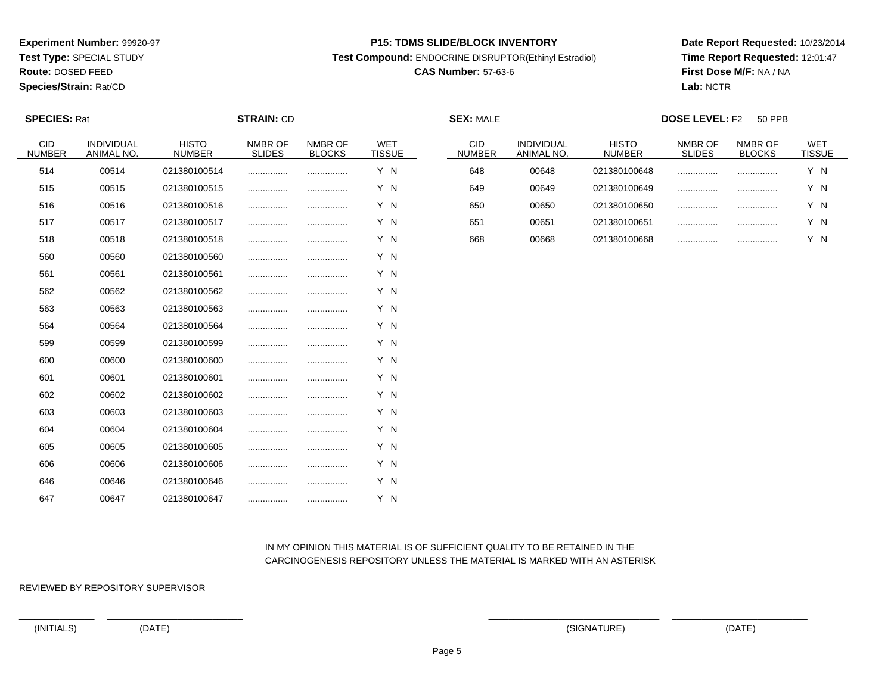**Experiment Number:** 99920-97
**Test Type:** SPECIAL STUDY
**Route:** DOSED FEED
**Species/Strain:** Rat/CD

**P15: TDMS SLIDE/BLOCK INVENTORY**
**Test Compound:** ENDOCRINE DISRUPTOR(Ethinyl Estradiol)
**CAS Number:** 57-63-6

**Date Report Requested:** 10/23/2014
**Time Report Requested:** 12:01:47
**First Dose M/F:** NA / NA
**Lab:** NCTR

**SPECIES:** Rat **STRAIN:** CD **SEX:** MALE **DOSE LEVEL:** F2 50 PPB

| CID NUMBER | INDIVIDUAL ANIMAL NO. | HISTO NUMBER | NMBR OF SLIDES | NMBR OF BLOCKS | WET TISSUE |
|---|---|---|---|---|---|
| 514 | 00514 | 021380100514 | ................ | ................ | Y N |
| 515 | 00515 | 021380100515 | ................ | ................ | Y N |
| 516 | 00516 | 021380100516 | ................ | ................ | Y N |
| 517 | 00517 | 021380100517 | ................ | ................ | Y N |
| 518 | 00518 | 021380100518 | ................ | ................ | Y N |
| 560 | 00560 | 021380100560 | ................ | ................ | Y N |
| 561 | 00561 | 021380100561 | ................ | ................ | Y N |
| 562 | 00562 | 021380100562 | ................ | ................ | Y N |
| 563 | 00563 | 021380100563 | ................ | ................ | Y N |
| 564 | 00564 | 021380100564 | ................ | ................ | Y N |
| 599 | 00599 | 021380100599 | ................ | ................ | Y N |
| 600 | 00600 | 021380100600 | ................ | ................ | Y N |
| 601 | 00601 | 021380100601 | ................ | ................ | Y N |
| 602 | 00602 | 021380100602 | ................ | ................ | Y N |
| 603 | 00603 | 021380100603 | ................ | ................ | Y N |
| 604 | 00604 | 021380100604 | ................ | ................ | Y N |
| 605 | 00605 | 021380100605 | ................ | ................ | Y N |
| 606 | 00606 | 021380100606 | ................ | ................ | Y N |
| 646 | 00646 | 021380100646 | ................ | ................ | Y N |
| 647 | 00647 | 021380100647 | ................ | ................ | Y N |
| 648 | 00648 | 021380100648 | ................ | ................ | Y N |
| 649 | 00649 | 021380100649 | ................ | ................ | Y N |
| 650 | 00650 | 021380100650 | ................ | ................ | Y N |
| 651 | 00651 | 021380100651 | ................ | ................ | Y N |
| 668 | 00668 | 021380100668 | ................ | ................ | Y N |

IN MY OPINION THIS MATERIAL IS OF SUFFICIENT QUALITY TO BE RETAINED IN THE CARCINOGENESIS REPOSITORY UNLESS THE MATERIAL IS MARKED WITH AN ASTERISK

REVIEWED BY REPOSITORY SUPERVISOR

(INITIALS) (DATE) (SIGNATURE) (DATE)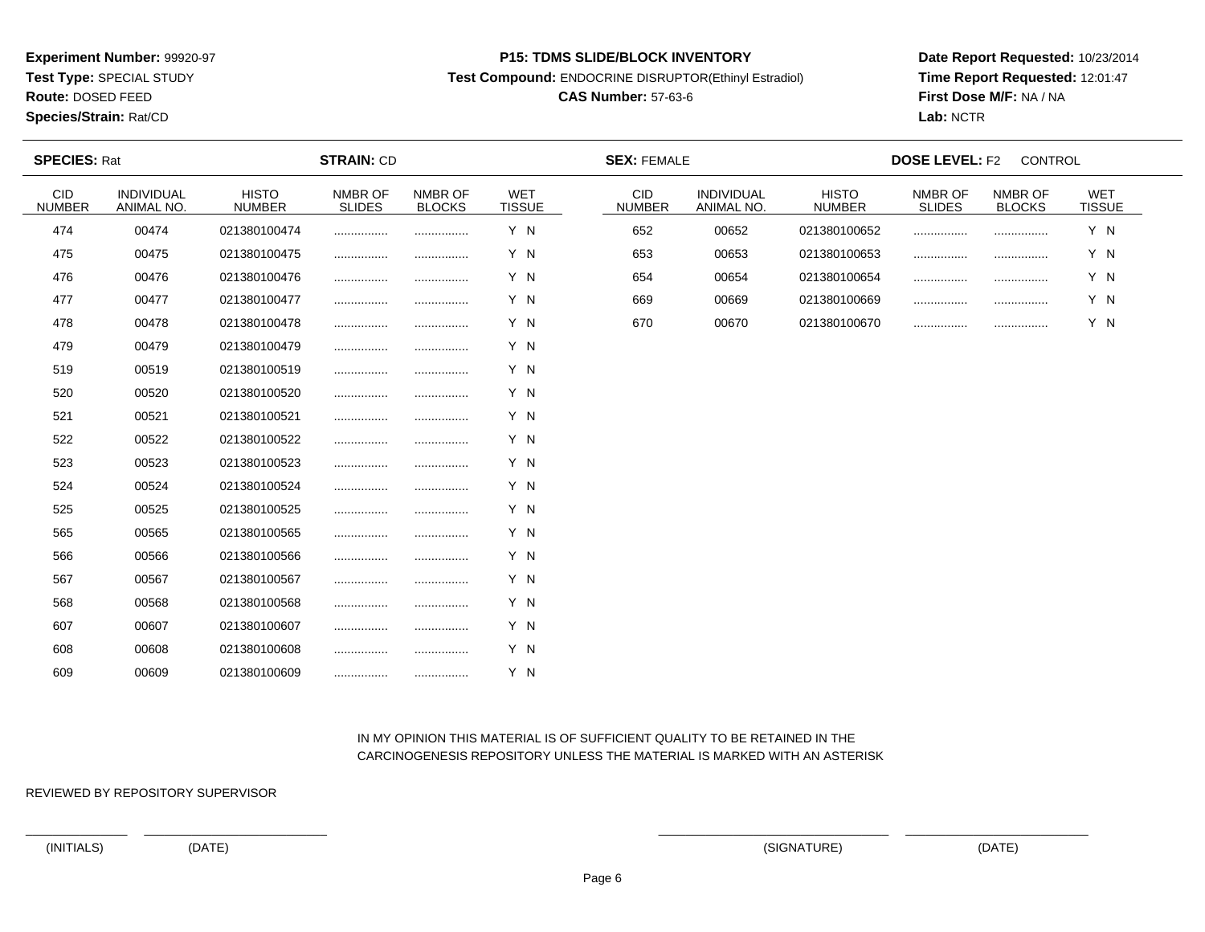**Experiment Number:** 99920-97
**Test Type:** SPECIAL STUDY
**Route:** DOSED FEED
**Species/Strain:** Rat/CD

**P15: TDMS SLIDE/BLOCK INVENTORY**
**Test Compound:** ENDOCRINE DISRUPTOR(Ethinyl Estradiol)
**CAS Number:** 57-63-6

**Date Report Requested:** 10/23/2014
**Time Report Requested:** 12:01:47
**First Dose M/F:** NA / NA
**Lab:** NCTR

**SPECIES:** Rat **STRAIN:** CD **SEX:** FEMALE **DOSE LEVEL:** F2 CONTROL

| CID NUMBER | INDIVIDUAL ANIMAL NO. | HISTO NUMBER | NMBR OF SLIDES | NMBR OF BLOCKS | WET TISSUE |
|---|---|---|---|---|---|
| 474 | 00474 | 021380100474 | ................ | ................ | Y N |
| 475 | 00475 | 021380100475 | ................ | ................ | Y N |
| 476 | 00476 | 021380100476 | ................ | ................ | Y N |
| 477 | 00477 | 021380100477 | ................ | ................ | Y N |
| 478 | 00478 | 021380100478 | ................ | ................ | Y N |
| 479 | 00479 | 021380100479 | ................ | ................ | Y N |
| 519 | 00519 | 021380100519 | ................ | ................ | Y N |
| 520 | 00520 | 021380100520 | ................ | ................ | Y N |
| 521 | 00521 | 021380100521 | ................ | ................ | Y N |
| 522 | 00522 | 021380100522 | ................ | ................ | Y N |
| 523 | 00523 | 021380100523 | ................ | ................ | Y N |
| 524 | 00524 | 021380100524 | ................ | ................ | Y N |
| 525 | 00525 | 021380100525 | ................ | ................ | Y N |
| 565 | 00565 | 021380100565 | ................ | ................ | Y N |
| 566 | 00566 | 021380100566 | ................ | ................ | Y N |
| 567 | 00567 | 021380100567 | ................ | ................ | Y N |
| 568 | 00568 | 021380100568 | ................ | ................ | Y N |
| 607 | 00607 | 021380100607 | ................ | ................ | Y N |
| 608 | 00608 | 021380100608 | ................ | ................ | Y N |
| 609 | 00609 | 021380100609 | ................ | ................ | Y N |
| 652 | 00652 | 021380100652 | ................ | ................ | Y N |
| 653 | 00653 | 021380100653 | ................ | ................ | Y N |
| 654 | 00654 | 021380100654 | ................ | ................ | Y N |
| 669 | 00669 | 021380100669 | ................ | ................ | Y N |
| 670 | 00670 | 021380100670 | ................ | ................ | Y N |

IN MY OPINION THIS MATERIAL IS OF SUFFICIENT QUALITY TO BE RETAINED IN THE CARCINOGENESIS REPOSITORY UNLESS THE MATERIAL IS MARKED WITH AN ASTERISK

REVIEWED BY REPOSITORY SUPERVISOR

(INITIALS) (DATE) (SIGNATURE) (DATE)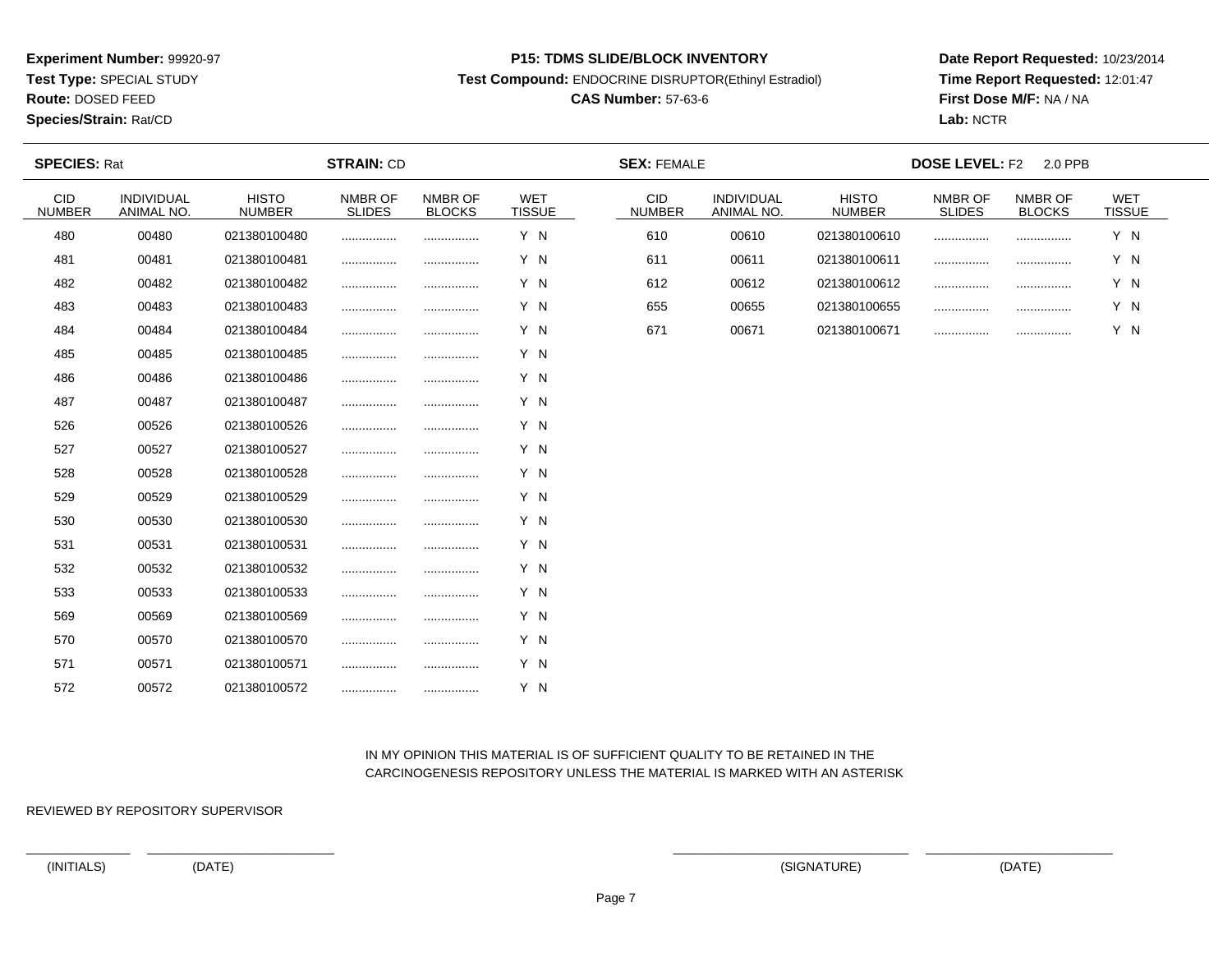**Experiment Number:** 99920-97
**Test Type:** SPECIAL STUDY
**Route:** DOSED FEED
**Species/Strain:** Rat/CD

**P15: TDMS SLIDE/BLOCK INVENTORY**
**Test Compound:** ENDOCRINE DISRUPTOR(Ethinyl Estradiol)
**CAS Number:** 57-63-6

**Date Report Requested:** 10/23/2014
**Time Report Requested:** 12:01:47
**First Dose M/F:** NA / NA
**Lab:** NCTR

**SPECIES:** Rat **STRAIN:** CD **SEX:** FEMALE **DOSE LEVEL:** F2 2.0 PPB

| CID NUMBER | INDIVIDUAL ANIMAL NO. | HISTO NUMBER | NMBR OF SLIDES | NMBR OF BLOCKS | WET TISSUE |
|---|---|---|---|---|---|
| 480 | 00480 | 021380100480 | ................ | ................ | Y N |
| 481 | 00481 | 021380100481 | ................ | ................ | Y N |
| 482 | 00482 | 021380100482 | ................ | ................ | Y N |
| 483 | 00483 | 021380100483 | ................ | ................ | Y N |
| 484 | 00484 | 021380100484 | ................ | ................ | Y N |
| 485 | 00485 | 021380100485 | ................ | ................ | Y N |
| 486 | 00486 | 021380100486 | ................ | ................ | Y N |
| 487 | 00487 | 021380100487 | ................ | ................ | Y N |
| 526 | 00526 | 021380100526 | ................ | ................ | Y N |
| 527 | 00527 | 021380100527 | ................ | ................ | Y N |
| 528 | 00528 | 021380100528 | ................ | ................ | Y N |
| 529 | 00529 | 021380100529 | ................ | ................ | Y N |
| 530 | 00530 | 021380100530 | ................ | ................ | Y N |
| 531 | 00531 | 021380100531 | ................ | ................ | Y N |
| 532 | 00532 | 021380100532 | ................ | ................ | Y N |
| 533 | 00533 | 021380100533 | ................ | ................ | Y N |
| 569 | 00569 | 021380100569 | ................ | ................ | Y N |
| 570 | 00570 | 021380100570 | ................ | ................ | Y N |
| 571 | 00571 | 021380100571 | ................ | ................ | Y N |
| 572 | 00572 | 021380100572 | ................ | ................ | Y N |
| 610 | 00610 | 021380100610 | ................ | ................ | Y N |
| 611 | 00611 | 021380100611 | ................ | ................ | Y N |
| 612 | 00612 | 021380100612 | ................ | ................ | Y N |
| 655 | 00655 | 021380100655 | ................ | ................ | Y N |
| 671 | 00671 | 021380100671 | ................ | ................ | Y N |

IN MY OPINION THIS MATERIAL IS OF SUFFICIENT QUALITY TO BE RETAINED IN THE CARCINOGENESIS REPOSITORY UNLESS THE MATERIAL IS MARKED WITH AN ASTERISK

REVIEWED BY REPOSITORY SUPERVISOR

(INITIALS) (DATE) (SIGNATURE) (DATE)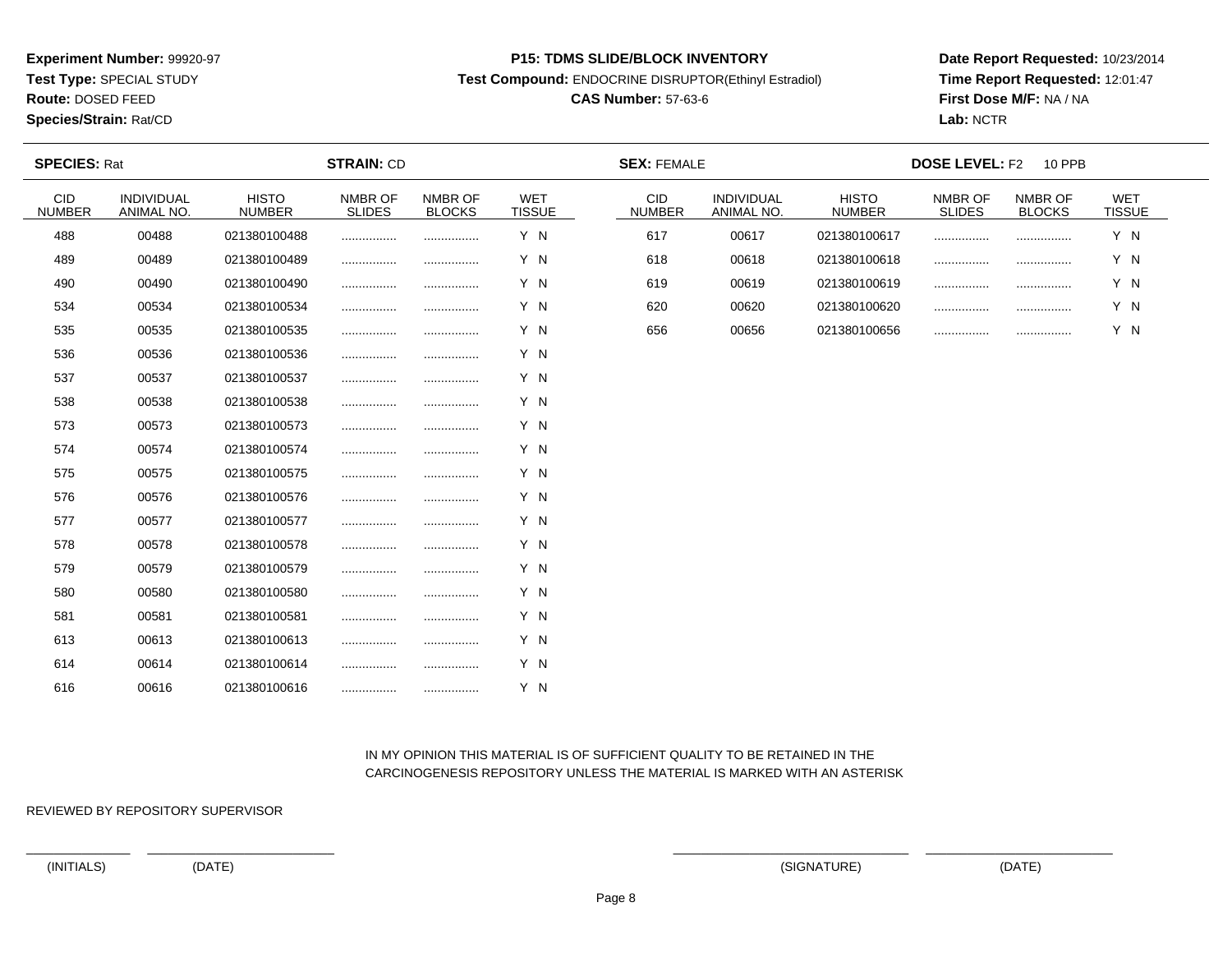**Experiment Number:** 99920-97
**Test Type:** SPECIAL STUDY
**Route:** DOSED FEED
**Species/Strain:** Rat/CD

**P15: TDMS SLIDE/BLOCK INVENTORY**
**Test Compound:** ENDOCRINE DISRUPTOR(Ethinyl Estradiol)
**CAS Number:** 57-63-6

**Date Report Requested:** 10/23/2014
**Time Report Requested:** 12:01:47
**First Dose M/F:** NA / NA
**Lab:** NCTR

**SPECIES:** Rat **STRAIN:** CD **SEX:** FEMALE **DOSE LEVEL:** F2 10 PPB

| CID NUMBER | INDIVIDUAL ANIMAL NO. | HISTO NUMBER | NMBR OF SLIDES | NMBR OF BLOCKS | WET TISSUE |
|---|---|---|---|---|---|
| 488 | 00488 | 021380100488 | ................ | ................ | Y N |
| 489 | 00489 | 021380100489 | ................ | ................ | Y N |
| 490 | 00490 | 021380100490 | ................ | ................ | Y N |
| 534 | 00534 | 021380100534 | ................ | ................ | Y N |
| 535 | 00535 | 021380100535 | ................ | ................ | Y N |
| 536 | 00536 | 021380100536 | ................ | ................ | Y N |
| 537 | 00537 | 021380100537 | ................ | ................ | Y N |
| 538 | 00538 | 021380100538 | ................ | ................ | Y N |
| 573 | 00573 | 021380100573 | ................ | ................ | Y N |
| 574 | 00574 | 021380100574 | ................ | ................ | Y N |
| 575 | 00575 | 021380100575 | ................ | ................ | Y N |
| 576 | 00576 | 021380100576 | ................ | ................ | Y N |
| 577 | 00577 | 021380100577 | ................ | ................ | Y N |
| 578 | 00578 | 021380100578 | ................ | ................ | Y N |
| 579 | 00579 | 021380100579 | ................ | ................ | Y N |
| 580 | 00580 | 021380100580 | ................ | ................ | Y N |
| 581 | 00581 | 021380100581 | ................ | ................ | Y N |
| 613 | 00613 | 021380100613 | ................ | ................ | Y N |
| 614 | 00614 | 021380100614 | ................ | ................ | Y N |
| 616 | 00616 | 021380100616 | ................ | ................ | Y N |
| 617 | 00617 | 021380100617 | ................ | ................ | Y N |
| 618 | 00618 | 021380100618 | ................ | ................ | Y N |
| 619 | 00619 | 021380100619 | ................ | ................ | Y N |
| 620 | 00620 | 021380100620 | ................ | ................ | Y N |
| 656 | 00656 | 021380100656 | ................ | ................ | Y N |

IN MY OPINION THIS MATERIAL IS OF SUFFICIENT QUALITY TO BE RETAINED IN THE CARCINOGENESIS REPOSITORY UNLESS THE MATERIAL IS MARKED WITH AN ASTERISK

REVIEWED BY REPOSITORY SUPERVISOR

(INITIALS) (DATE) (SIGNATURE) (DATE)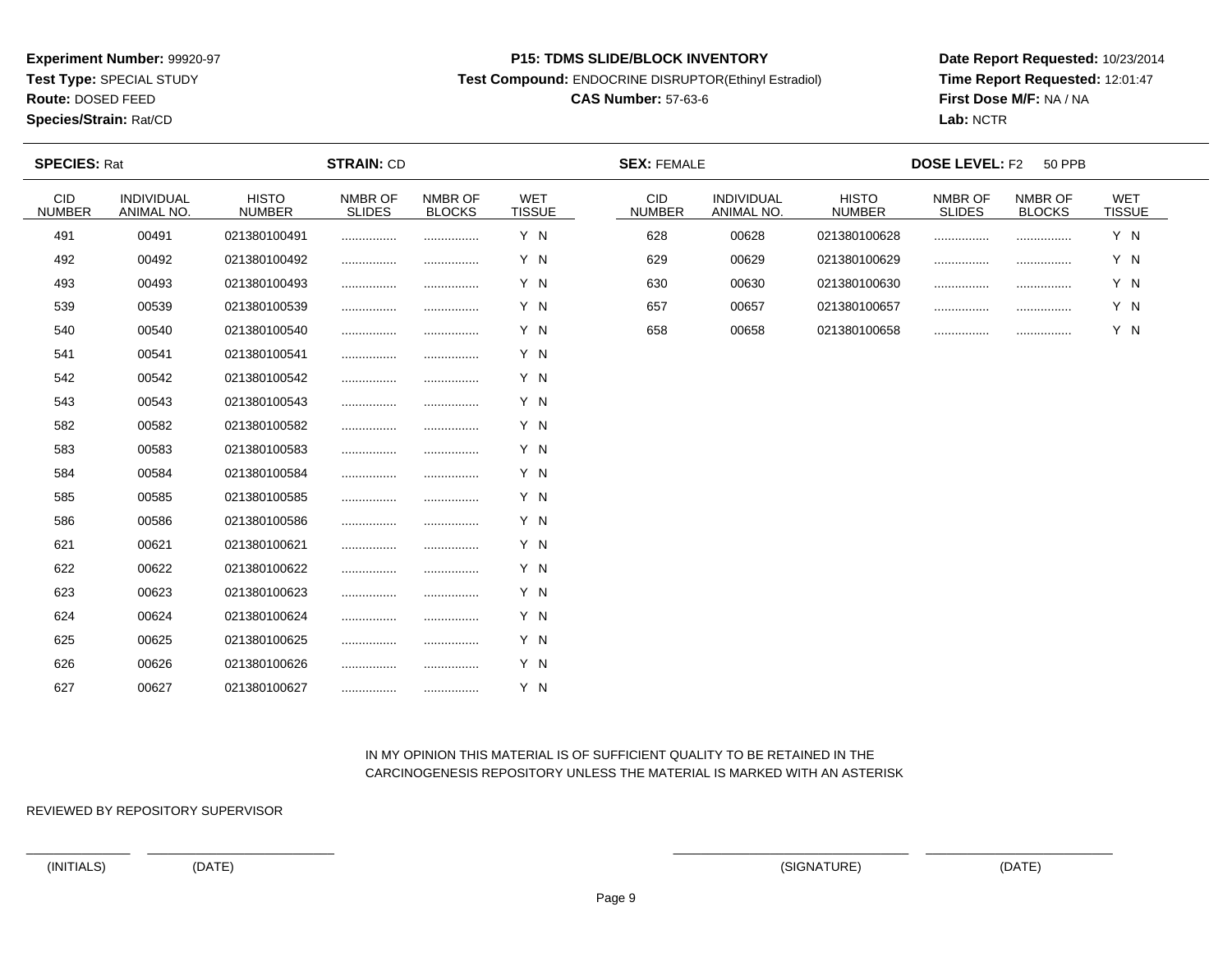**Experiment Number:** 99920-97
**Test Type:** SPECIAL STUDY
**Route:** DOSED FEED
**Species/Strain:** Rat/CD

**P15: TDMS SLIDE/BLOCK INVENTORY**
**Test Compound:** ENDOCRINE DISRUPTOR(Ethinyl Estradiol)
**CAS Number:** 57-63-6

**Date Report Requested:** 10/23/2014
**Time Report Requested:** 12:01:47
**First Dose M/F:** NA / NA
**Lab:** NCTR

**SPECIES:** Rat **STRAIN:** CD **SEX:** FEMALE **DOSE LEVEL:** F2 50 PPB

| CID NUMBER | INDIVIDUAL ANIMAL NO. | HISTO NUMBER | NMBR OF SLIDES | NMBR OF BLOCKS | WET TISSUE |
|---|---|---|---|---|---|
| 491 | 00491 | 021380100491 | ................ | ................ | Y N |
| 492 | 00492 | 021380100492 | ................ | ................ | Y N |
| 493 | 00493 | 021380100493 | ................ | ................ | Y N |
| 539 | 00539 | 021380100539 | ................ | ................ | Y N |
| 540 | 00540 | 021380100540 | ................ | ................ | Y N |
| 541 | 00541 | 021380100541 | ................ | ................ | Y N |
| 542 | 00542 | 021380100542 | ................ | ................ | Y N |
| 543 | 00543 | 021380100543 | ................ | ................ | Y N |
| 582 | 00582 | 021380100582 | ................ | ................ | Y N |
| 583 | 00583 | 021380100583 | ................ | ................ | Y N |
| 584 | 00584 | 021380100584 | ................ | ................ | Y N |
| 585 | 00585 | 021380100585 | ................ | ................ | Y N |
| 586 | 00586 | 021380100586 | ................ | ................ | Y N |
| 621 | 00621 | 021380100621 | ................ | ................ | Y N |
| 622 | 00622 | 021380100622 | ................ | ................ | Y N |
| 623 | 00623 | 021380100623 | ................ | ................ | Y N |
| 624 | 00624 | 021380100624 | ................ | ................ | Y N |
| 625 | 00625 | 021380100625 | ................ | ................ | Y N |
| 626 | 00626 | 021380100626 | ................ | ................ | Y N |
| 627 | 00627 | 021380100627 | ................ | ................ | Y N |
| 628 | 00628 | 021380100628 | ................ | ................ | Y N |
| 629 | 00629 | 021380100629 | ................ | ................ | Y N |
| 630 | 00630 | 021380100630 | ................ | ................ | Y N |
| 657 | 00657 | 021380100657 | ................ | ................ | Y N |
| 658 | 00658 | 021380100658 | ................ | ................ | Y N |

IN MY OPINION THIS MATERIAL IS OF SUFFICIENT QUALITY TO BE RETAINED IN THE CARCINOGENESIS REPOSITORY UNLESS THE MATERIAL IS MARKED WITH AN ASTERISK

REVIEWED BY REPOSITORY SUPERVISOR

(INITIALS) (DATE) (SIGNATURE) (DATE)